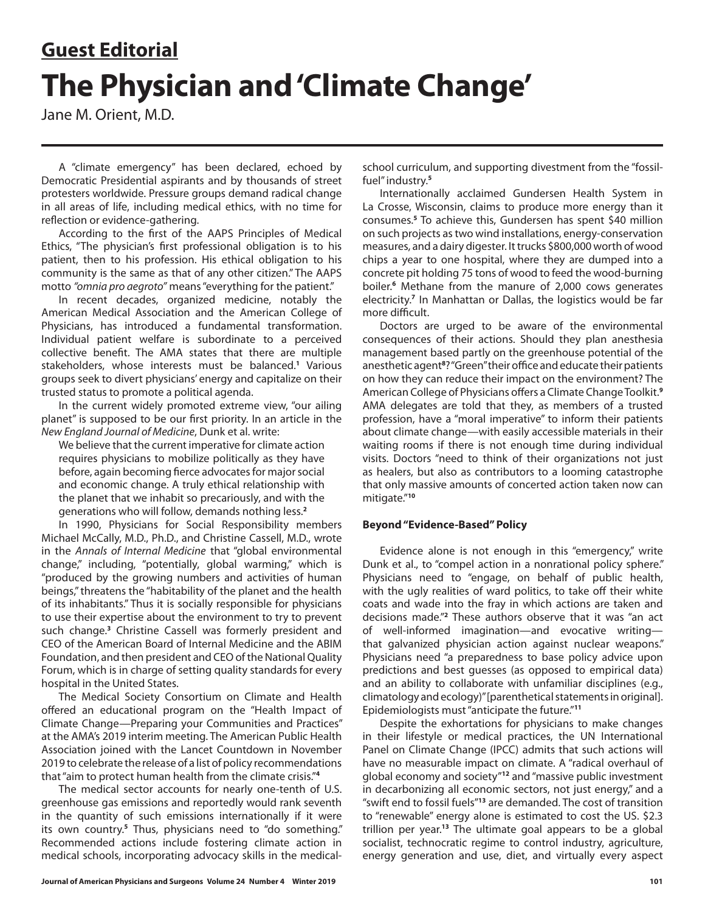## Guest Editorial

# The Physician and 'Climate Change'

Jane M. Orient, M.D.

A "climate emergency" has been declared, echoed by Democratic Presidential aspirants and by thousands of street protesters worldwide. Pressure groups demand radical change in all areas of life, including medical ethics, with no time for reflection or evidence-gathering.

According to the first of the AAPS Principles of Medical Ethics, "The physician's first professional obligation is to his patient, then to his profession. His ethical obligation to his community is the same as that of any other citizen." The AAPS motto *"omnia pro aegroto"* means "everything for the patient."

In recent decades, organized medicine, notably the American Medical Association and the American College of Physicians, has introduced a fundamental transformation. Individual patient welfare is subordinate to a perceived collective benefit. The AMA states that there are multiple stakeholders, whose interests must be balanced.[1] Various groups seek to divert physicians' energy and capitalize on their trusted status to promote a political agenda.

In the current widely promoted extreme view, "our ailing planet" is supposed to be our first priority. In an article in the *New England Journal of Medicine*, Dunk et al. write:

> We believe that the current imperative for climate action requires physicians to mobilize politically as they have before, again becoming fierce advocates for major social and economic change. A truly ethical relationship with the planet that we inhabit so precariously, and with the generations who will follow, demands nothing less.[2]

In 1990, Physicians for Social Responsibility members Michael McCally, M.D., Ph.D., and Christine Cassell, M.D., wrote in the *Annals of Internal Medicine* that "global environmental change," including, "potentially, global warming," which is "produced by the growing numbers and activities of human beings," threatens the "habitability of the planet and the health of its inhabitants." Thus it is socially responsible for physicians to use their expertise about the environment to try to prevent such change.[3] Christine Cassell was formerly president and CEO of the American Board of Internal Medicine and the ABIM Foundation, and then president and CEO of the National Quality Forum, which is in charge of setting quality standards for every hospital in the United States.

The Medical Society Consortium on Climate and Health offered an educational program on the "Health Impact of Climate Change—Preparing your Communities and Practices" at the AMA's 2019 interim meeting. The American Public Health Association joined with the Lancet Countdown in November 2019 to celebrate the release of a list of policy recommendations that "aim to protect human health from the climate crisis."[4]

The medical sector accounts for nearly one-tenth of U.S. greenhouse gas emissions and reportedly would rank seventh in the quantity of such emissions internationally if it were its own country.[5] Thus, physicians need to "do something." Recommended actions include fostering climate action in medical schools, incorporating advocacy skills in the medical-school curriculum, and supporting divestment from the "fossil-fuel" industry.[5]

Internationally acclaimed Gundersen Health System in La Crosse, Wisconsin, claims to produce more energy than it consumes.[5] To achieve this, Gundersen has spent $40 million on such projects as two wind installations, energy-conservation measures, and a dairy digester. It trucks $800,000 worth of wood chips a year to one hospital, where they are dumped into a concrete pit holding 75 tons of wood to feed the wood-burning boiler.[6] Methane from the manure of 2,000 cows generates electricity.[7] In Manhattan or Dallas, the logistics would be far more difficult.

Doctors are urged to be aware of the environmental consequences of their actions. Should they plan anesthesia management based partly on the greenhouse potential of the anesthetic agent[8]? "Green" their office and educate their patients on how they can reduce their impact on the environment? The American College of Physicians offers a Climate Change Toolkit.[9] AMA delegates are told that they, as members of a trusted profession, have a "moral imperative" to inform their patients about climate change—with easily accessible materials in their waiting rooms if there is not enough time during individual visits. Doctors "need to think of their organizations not just as healers, but also as contributors to a looming catastrophe that only massive amounts of concerted action taken now can mitigate."[10]

### Beyond "Evidence-Based" Policy

Evidence alone is not enough in this "emergency," write Dunk et al., to "compel action in a nonrational policy sphere." Physicians need to "engage, on behalf of public health, with the ugly realities of ward politics, to take off their white coats and wade into the fray in which actions are taken and decisions made."[2] These authors observe that it was "an act of well-informed imagination—and evocative writing—that galvanized physician action against nuclear weapons." Physicians need "a preparedness to base policy advice upon predictions and best guesses (as opposed to empirical data) and an ability to collaborate with unfamiliar disciplines (e.g., climatology and ecology)" [parenthetical statements in original]. Epidemiologists must "anticipate the future."[11]

Despite the exhortations for physicians to make changes in their lifestyle or medical practices, the UN International Panel on Climate Change (IPCC) admits that such actions will have no measurable impact on climate. A "radical overhaul of global economy and society"[12] and "massive public investment in decarbonizing all economic sectors, not just energy," and a "swift end to fossil fuels"[13] are demanded. The cost of transition to "renewable" energy alone is estimated to cost the US. $2.3 trillion per year.[13] The ultimate goal appears to be a global socialist, technocratic regime to control industry, agriculture, energy generation and use, diet, and virtually every aspect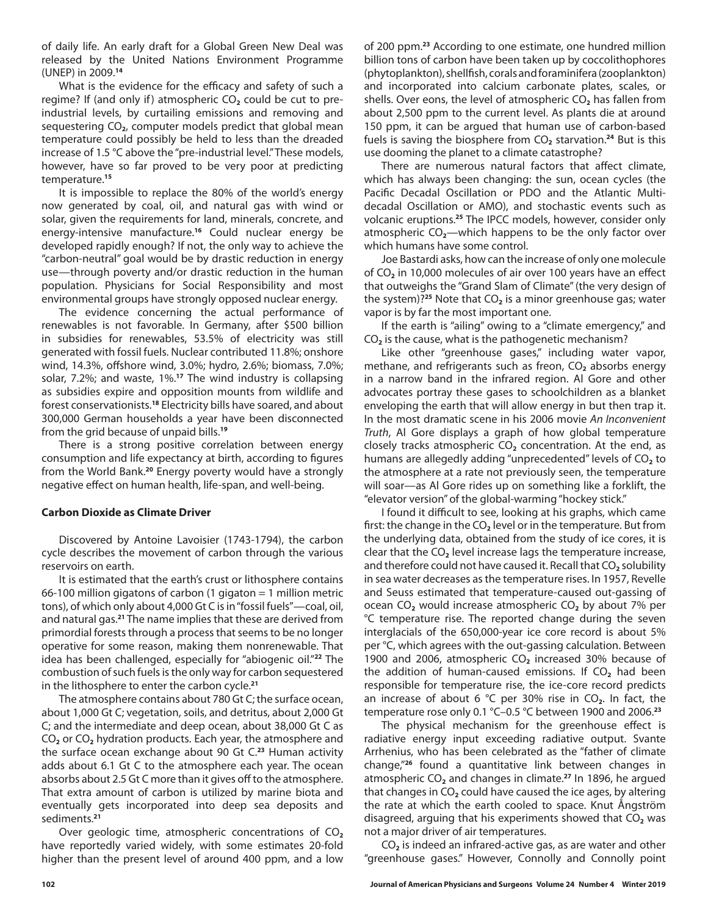of daily life. An early draft for a Global Green New Deal was released by the United Nations Environment Programme (UNEP) in 2009.[14]

What is the evidence for the efficacy and safety of such a regime? If (and only if) atmospheric $CO_2$ could be cut to pre-industrial levels, by curtailing emissions and removing and sequestering $CO_2$, computer models predict that global mean temperature could possibly be held to less than the dreaded increase of 1.5 °C above the "pre-industrial level." These models, however, have so far proved to be very poor at predicting temperature.[15]

It is impossible to replace the 80% of the world's energy now generated by coal, oil, and natural gas with wind or solar, given the requirements for land, minerals, concrete, and energy-intensive manufacture.[16] Could nuclear energy be developed rapidly enough? If not, the only way to achieve the "carbon-neutral" goal would be by drastic reduction in energy use—through poverty and/or drastic reduction in the human population. Physicians for Social Responsibility and most environmental groups have strongly opposed nuclear energy.

The evidence concerning the actual performance of renewables is not favorable. In Germany, after $500 billion in subsidies for renewables, 53.5% of electricity was still generated with fossil fuels. Nuclear contributed 11.8%; onshore wind, 14.3%, offshore wind, 3.0%; hydro, 2.6%; biomass, 7.0%; solar, 7.2%; and waste, 1%.[17] The wind industry is collapsing as subsidies expire and opposition mounts from wildlife and forest conservationists.[18] Electricity bills have soared, and about 300,000 German households a year have been disconnected from the grid because of unpaid bills.[19]

There is a strong positive correlation between energy consumption and life expectancy at birth, according to figures from the World Bank.[20] Energy poverty would have a strongly negative effect on human health, life-span, and well-being.

### Carbon Dioxide as Climate Driver

Discovered by Antoine Lavoisier (1743-1794), the carbon cycle describes the movement of carbon through the various reservoirs on earth.

It is estimated that the earth's crust or lithosphere contains 66-100 million gigatons of carbon (1 gigaton = 1 million metric tons), of which only about 4,000 Gt C is in "fossil fuels"—coal, oil, and natural gas.[21] The name implies that these are derived from primordial forests through a process that seems to be no longer operative for some reason, making them nonrenewable. That idea has been challenged, especially for "abiogenic oil."[22] The combustion of such fuels is the only way for carbon sequestered in the lithosphere to enter the carbon cycle.[21]

The atmosphere contains about 780 Gt C; the surface ocean, about 1,000 Gt C; vegetation, soils, and detritus, about 2,000 Gt C; and the intermediate and deep ocean, about 38,000 Gt C as $CO_2$ or $CO_2$ hydration products. Each year, the atmosphere and the surface ocean exchange about 90 Gt C.[23] Human activity adds about 6.1 Gt C to the atmosphere each year. The ocean absorbs about 2.5 Gt C more than it gives off to the atmosphere. That extra amount of carbon is utilized by marine biota and eventually gets incorporated into deep sea deposits and sediments.[21]

Over geologic time, atmospheric concentrations of $CO_2$ have reportedly varied widely, with some estimates 20-fold higher than the present level of around 400 ppm, and a low of 200 ppm.[23] According to one estimate, one hundred million billion tons of carbon have been taken up by coccolithophores (phytoplankton), shellfish, corals and foraminifera (zooplankton) and incorporated into calcium carbonate plates, scales, or shells. Over eons, the level of atmospheric $CO_2$ has fallen from about 2,500 ppm to the current level. As plants die at around 150 ppm, it can be argued that human use of carbon-based fuels is saving the biosphere from $CO_2$ starvation.[24] But is this use dooming the planet to a climate catastrophe?

There are numerous natural factors that affect climate, which has always been changing: the sun, ocean cycles (the Pacific Decadal Oscillation or PDO and the Atlantic Multi-decadal Oscillation or AMO), and stochastic events such as volcanic eruptions.[25] The IPCC models, however, consider only atmospheric $CO_2$—which happens to be the only factor over which humans have some control.

Joe Bastardi asks, how can the increase of only one molecule of $CO_2$ in 10,000 molecules of air over 100 years have an effect that outweighs the "Grand Slam of Climate" (the very design of the system)?[25] Note that $CO_2$ is a minor greenhouse gas; water vapor is by far the most important one.

If the earth is "ailing" owing to a "climate emergency," and $CO_2$ is the cause, what is the pathogenetic mechanism?

Like other "greenhouse gases," including water vapor, methane, and refrigerants such as freon, $CO_2$ absorbs energy in a narrow band in the infrared region. Al Gore and other advocates portray these gases to schoolchildren as a blanket enveloping the earth that will allow energy in but then trap it. In the most dramatic scene in his 2006 movie *An Inconvenient Truth*, Al Gore displays a graph of how global temperature closely tracks atmospheric $CO_2$ concentration. At the end, as humans are allegedly adding "unprecedented" levels of $CO_2$ to the atmosphere at a rate not previously seen, the temperature will soar—as Al Gore rides up on something like a forklift, the "elevator version" of the global-warming "hockey stick."

I found it difficult to see, looking at his graphs, which came first: the change in the $CO_2$ level or in the temperature. But from the underlying data, obtained from the study of ice cores, it is clear that the $CO_2$ level increase lags the temperature increase, and therefore could not have caused it. Recall that $CO_2$ solubility in sea water decreases as the temperature rises. In 1957, Revelle and Seuss estimated that temperature-caused out-gassing of ocean $CO_2$ would increase atmospheric $CO_2$ by about 7% per °C temperature rise. The reported change during the seven interglacials of the 650,000-year ice core record is about 5% per °C, which agrees with the out-gassing calculation. Between 1900 and 2006, atmospheric $CO_2$ increased 30% because of the addition of human-caused emissions. If $CO_2$ had been responsible for temperature rise, the ice-core record predicts an increase of about 6 °C per 30% rise in $CO_2$. In fact, the temperature rose only 0.1 °C–0.5 °C between 1900 and 2006.[23]

The physical mechanism for the greenhouse effect is radiative energy input exceeding radiative output. Svante Arrhenius, who has been celebrated as the "father of climate change,"[26] found a quantitative link between changes in atmospheric $CO_2$ and changes in climate.[27] In 1896, he argued that changes in $CO_2$ could have caused the ice ages, by altering the rate at which the earth cooled to space. Knut Ångström disagreed, arguing that his experiments showed that $CO_2$ was not a major driver of air temperatures.

$CO_2$ is indeed an infrared-active gas, as are water and other "greenhouse gases." However, Connolly and Connolly point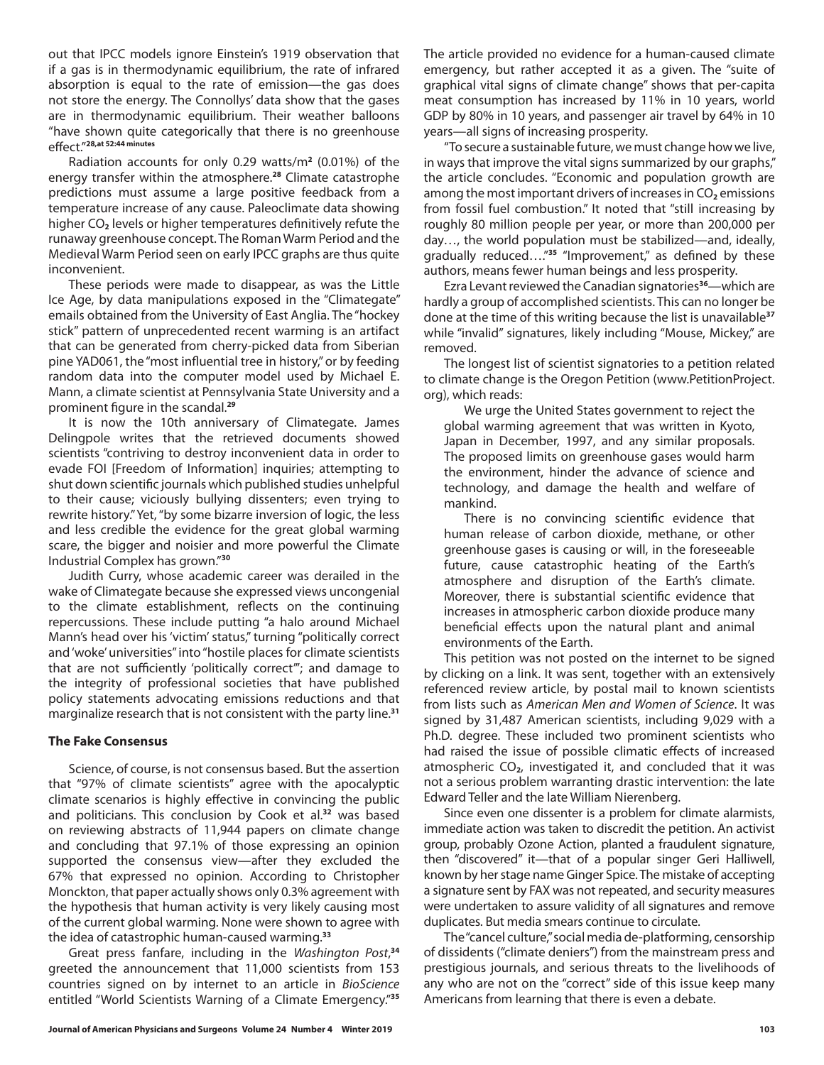out that IPCC models ignore Einstein's 1919 observation that if a gas is in thermodynamic equilibrium, the rate of infrared absorption is equal to the rate of emission—the gas does not store the energy. The Connollys' data show that the gases are in thermodynamic equilibrium. Their weather balloons "have shown quite categorically that there is no greenhouse effect."[28,at 52:44 minutes]

Radiation accounts for only 0.29 watts/m$^2$ (0.01%) of the energy transfer within the atmosphere.[28] Climate catastrophe predictions must assume a large positive feedback from a temperature increase of any cause. Paleoclimate data showing higher $CO_2$ levels or higher temperatures definitively refute the runaway greenhouse concept. The Roman Warm Period and the Medieval Warm Period seen on early IPCC graphs are thus quite inconvenient.

These periods were made to disappear, as was the Little Ice Age, by data manipulations exposed in the "Climategate" emails obtained from the University of East Anglia. The "hockey stick" pattern of unprecedented recent warming is an artifact that can be generated from cherry-picked data from Siberian pine YAD061, the "most influential tree in history," or by feeding random data into the computer model used by Michael E. Mann, a climate scientist at Pennsylvania State University and a prominent figure in the scandal.[29]

It is now the 10th anniversary of Climategate. James Delingpole writes that the retrieved documents showed scientists "contriving to destroy inconvenient data in order to evade FOI [Freedom of Information] inquiries; attempting to shut down scientific journals which published studies unhelpful to their cause; viciously bullying dissenters; even trying to rewrite history." Yet, "by some bizarre inversion of logic, the less and less credible the evidence for the great global warming scare, the bigger and noisier and more powerful the Climate Industrial Complex has grown."[30]

Judith Curry, whose academic career was derailed in the wake of Climategate because she expressed views uncongenial to the climate establishment, reflects on the continuing repercussions. These include putting "a halo around Michael Mann's head over his 'victim' status," turning "politically correct and 'woke' universities" into "hostile places for climate scientists that are not sufficiently 'politically correct'"; and damage to the integrity of professional societies that have published policy statements advocating emissions reductions and that marginalize research that is not consistent with the party line.[31]

### The Fake Consensus

Science, of course, is not consensus based. But the assertion that "97% of climate scientists" agree with the apocalyptic climate scenarios is highly effective in convincing the public and politicians. This conclusion by Cook et al.[32] was based on reviewing abstracts of 11,944 papers on climate change and concluding that 97.1% of those expressing an opinion supported the consensus view—after they excluded the 67% that expressed no opinion. According to Christopher Monckton, that paper actually shows only 0.3% agreement with the hypothesis that human activity is very likely causing most of the current global warming. None were shown to agree with the idea of catastrophic human-caused warming.[33]

Great press fanfare, including in the *Washington Post*,[34] greeted the announcement that 11,000 scientists from 153 countries signed on by internet to an article in *BioScience* entitled "World Scientists Warning of a Climate Emergency."[35] The article provided no evidence for a human-caused climate emergency, but rather accepted it as a given. The "suite of graphical vital signs of climate change" shows that per-capita meat consumption has increased by 11% in 10 years, world GDP by 80% in 10 years, and passenger air travel by 64% in 10 years—all signs of increasing prosperity.

"To secure a sustainable future, we must change how we live, in ways that improve the vital signs summarized by our graphs," the article concludes. "Economic and population growth are among the most important drivers of increases in $CO_2$ emissions from fossil fuel combustion." It noted that "still increasing by roughly 80 million people per year, or more than 200,000 per day…, the world population must be stabilized—and, ideally, gradually reduced…."[35] "Improvement," as defined by these authors, means fewer human beings and less prosperity.

Ezra Levant reviewed the Canadian signatories[36]—which are hardly a group of accomplished scientists. This can no longer be done at the time of this writing because the list is unavailable[37] while "invalid" signatures, likely including "Mouse, Mickey," are removed.

The longest list of scientist signatories to a petition related to climate change is the Oregon Petition (www.PetitionProject.org), which reads:

> We urge the United States government to reject the global warming agreement that was written in Kyoto, Japan in December, 1997, and any similar proposals. The proposed limits on greenhouse gases would harm the environment, hinder the advance of science and technology, and damage the health and welfare of mankind.
>
> There is no convincing scientific evidence that human release of carbon dioxide, methane, or other greenhouse gases is causing or will, in the foreseeable future, cause catastrophic heating of the Earth's atmosphere and disruption of the Earth's climate. Moreover, there is substantial scientific evidence that increases in atmospheric carbon dioxide produce many beneficial effects upon the natural plant and animal environments of the Earth.

This petition was not posted on the internet to be signed by clicking on a link. It was sent, together with an extensively referenced review article, by postal mail to known scientists from lists such as *American Men and Women of Science*. It was signed by 31,487 American scientists, including 9,029 with a Ph.D. degree. These included two prominent scientists who had raised the issue of possible climatic effects of increased atmospheric $CO_2$, investigated it, and concluded that it was not a serious problem warranting drastic intervention: the late Edward Teller and the late William Nierenberg.

Since even one dissenter is a problem for climate alarmists, immediate action was taken to discredit the petition. An activist group, probably Ozone Action, planted a fraudulent signature, then "discovered" it—that of a popular singer Geri Halliwell, known by her stage name Ginger Spice. The mistake of accepting a signature sent by FAX was not repeated, and security measures were undertaken to assure validity of all signatures and remove duplicates. But media smears continue to circulate.

The "cancel culture," social media de-platforming, censorship of dissidents ("climate deniers") from the mainstream press and prestigious journals, and serious threats to the livelihoods of any who are not on the "correct" side of this issue keep many Americans from learning that there is even a debate.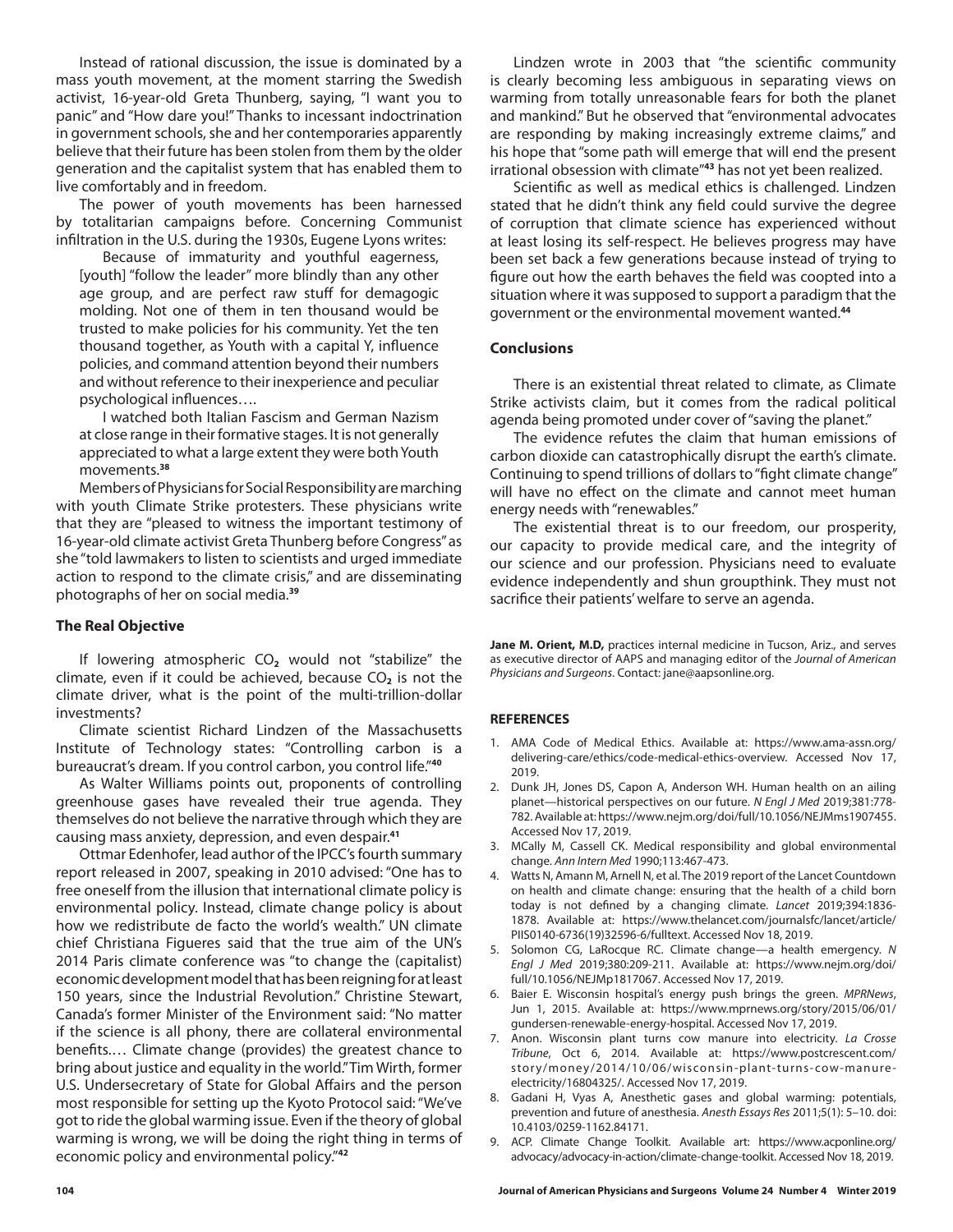Instead of rational discussion, the issue is dominated by a mass youth movement, at the moment starring the Swedish activist, 16-year-old Greta Thunberg, saying, "I want you to panic" and "How dare you!" Thanks to incessant indoctrination in government schools, she and her contemporaries apparently believe that their future has been stolen from them by the older generation and the capitalist system that has enabled them to live comfortably and in freedom.

The power of youth movements has been harnessed by totalitarian campaigns before. Concerning Communist infiltration in the U.S. during the 1930s, Eugene Lyons writes:

> Because of immaturity and youthful eagerness, [youth] "follow the leader" more blindly than any other age group, and are perfect raw stuff for demagogic molding. Not one of them in ten thousand would be trusted to make policies for his community. Yet the ten thousand together, as Youth with a capital Y, influence policies, and command attention beyond their numbers and without reference to their inexperience and peculiar psychological influences….
>
> I watched both Italian Fascism and German Nazism at close range in their formative stages. It is not generally appreciated to what a large extent they were both Youth movements.[38]

Members of Physicians for Social Responsibility are marching with youth Climate Strike protesters. These physicians write that they are "pleased to witness the important testimony of 16-year-old climate activist Greta Thunberg before Congress" as she "told lawmakers to listen to scientists and urged immediate action to respond to the climate crisis," and are disseminating photographs of her on social media.[39]

### The Real Objective

If lowering atmospheric $CO_2$ would not "stabilize" the climate, even if it could be achieved, because $CO_2$ is not the climate driver, what is the point of the multi-trillion-dollar investments?

Climate scientist Richard Lindzen of the Massachusetts Institute of Technology states: "Controlling carbon is a bureaucrat's dream. If you control carbon, you control life."[40]

As Walter Williams points out, proponents of controlling greenhouse gases have revealed their true agenda. They themselves do not believe the narrative through which they are causing mass anxiety, depression, and even despair.[41]

Ottmar Edenhofer, lead author of the IPCC's fourth summary report released in 2007, speaking in 2010 advised: "One has to free oneself from the illusion that international climate policy is environmental policy. Instead, climate change policy is about how we redistribute de facto the world's wealth." UN climate chief Christiana Figueres said that the true aim of the UN's 2014 Paris climate conference was "to change the (capitalist) economic development model that has been reigning for at least 150 years, since the Industrial Revolution." Christine Stewart, Canada's former Minister of the Environment said: "No matter if the science is all phony, there are collateral environmental benefits.… Climate change (provides) the greatest chance to bring about justice and equality in the world." Tim Wirth, former U.S. Undersecretary of State for Global Affairs and the person most responsible for setting up the Kyoto Protocol said: "We've got to ride the global warming issue. Even if the theory of global warming is wrong, we will be doing the right thing in terms of economic policy and environmental policy."[42]

Lindzen wrote in 2003 that "the scientific community is clearly becoming less ambiguous in separating views on warming from totally unreasonable fears for both the planet and mankind." But he observed that "environmental advocates are responding by making increasingly extreme claims," and his hope that "some path will emerge that will end the present irrational obsession with climate"[43] has not yet been realized.

Scientific as well as medical ethics is challenged. Lindzen stated that he didn't think any field could survive the degree of corruption that climate science has experienced without at least losing its self-respect. He believes progress may have been set back a few generations because instead of trying to figure out how the earth behaves the field was coopted into a situation where it was supposed to support a paradigm that the government or the environmental movement wanted.[44]

### Conclusions

There is an existential threat related to climate, as Climate Strike activists claim, but it comes from the radical political agenda being promoted under cover of "saving the planet."

The evidence refutes the claim that human emissions of carbon dioxide can catastrophically disrupt the earth's climate. Continuing to spend trillions of dollars to "fight climate change" will have no effect on the climate and cannot meet human energy needs with "renewables."

The existential threat is to our freedom, our prosperity, our capacity to provide medical care, and the integrity of our science and our profession. Physicians need to evaluate evidence independently and shun groupthink. They must not sacrifice their patients' welfare to serve an agenda.

**Jane M. Orient, M.D,** practices internal medicine in Tucson, Ariz., and serves as executive director of AAPS and managing editor of the *Journal of American Physicians and Surgeons*. Contact: jane@aapsonline.org.

### REFERENCES

1. AMA Code of Medical Ethics. Available at: https://www.ama-assn.org/delivering-care/ethics/code-medical-ethics-overview. Accessed Nov 17, 2019.
2. Dunk JH, Jones DS, Capon A, Anderson WH. Human health on an ailing planet—historical perspectives on our future. *N Engl J Med* 2019;381:778-782. Available at: https://www.nejm.org/doi/full/10.1056/NEJMms1907455. Accessed Nov 17, 2019.
3. MCally M, Cassell CK. Medical responsibility and global environmental change. *Ann Intern Med* 1990;113:467-473.
4. Watts N, Amann M, Arnell N, et al. The 2019 report of the Lancet Countdown on health and climate change: ensuring that the health of a child born today is not defined by a changing climate. *Lancet* 2019;394:1836-1878. Available at: https://www.thelancet.com/journalsfc/lancet/article/PIIS0140-6736(19)32596-6/fulltext. Accessed Nov 18, 2019.
5. Solomon CG, LaRocque RC. Climate change—a health emergency. *N Engl J Med* 2019;380:209-211. Available at: https://www.nejm.org/doi/full/10.1056/NEJMp1817067. Accessed Nov 17, 2019.
6. Baier E. Wisconsin hospital's energy push brings the green. *MPRNews*, Jun 1, 2015. Available at: https://www.mprnews.org/story/2015/06/01/gundersen-renewable-energy-hospital. Accessed Nov 17, 2019.
7. Anon. Wisconsin plant turns cow manure into electricity. *La Crosse Tribune*, Oct 6, 2014. Available at: https://www.postcrescent.com/story/money/2014/10/06/wisconsin-plant-turns-cow-manure-electricity/16804325/. Accessed Nov 17, 2019.
8. Gadani H, Vyas A, Anesthetic gases and global warming: potentials, prevention and future of anesthesia. *Anesth Essays Res* 2011;5(1): 5–10. doi: 10.4103/0259-1162.84171.
9. ACP. Climate Change Toolkit. Available art: https://www.acponline.org/advocacy/advocacy-in-action/climate-change-toolkit. Accessed Nov 18, 2019.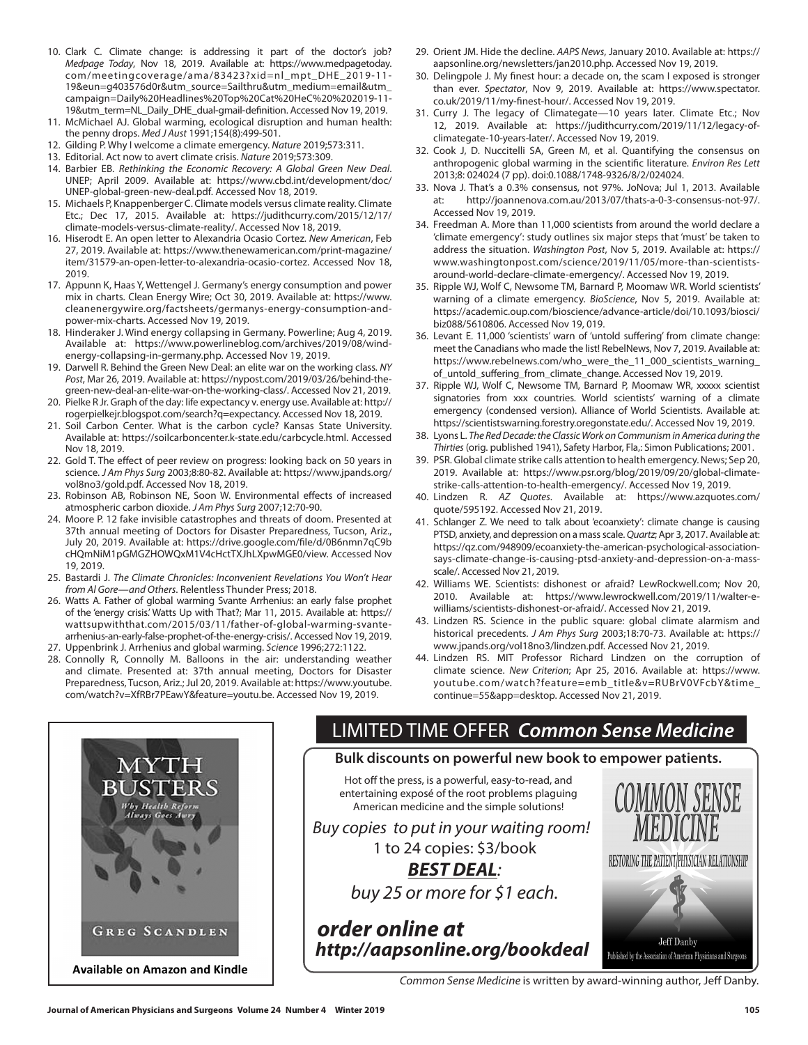10. Clark C. Climate change: is addressing it part of the doctor's job? *Medpage Today*, Nov 18, 2019. Available at: https://www.medpagetoday.com/meetingcoverage/ama/83423?xid=nl_mpt_DHE_2019-11-19&eun=g403576d0r&utm_source=Sailthru&utm_medium=email&utm_campaign=Daily%20Headlines%20Top%20Cat%20HeC%20%202019-11-19&utm_term=NL_Daily_DHE_dual-gmail-definition. Accessed Nov 19, 2019.
11. McMichael AJ. Global warming, ecological disruption and human health: the penny drops. *Med J Aust* 1991;154(8):499-501.
12. Gilding P. Why I welcome a climate emergency. *Nature* 2019;573:311.
13. Editorial. Act now to avert climate crisis. *Nature* 2019;573:309.
14. Barbier EB. *Rethinking the Economic Recovery: A Global Green New Deal*. UNEP; April 2009. Available at: https://www.cbd.int/development/doc/UNEP-global-green-new-deal.pdf. Accessed Nov 18, 2019.
15. Michaels P, Knappenberger C. Climate models versus climate reality. Climate Etc.; Dec 17, 2015. Available at: https://judithcurry.com/2015/12/17/climate-models-versus-climate-reality/. Accessed Nov 18, 2019.
16. Hiserodt E. An open letter to Alexandria Ocasio Cortez. *New American*, Feb 27, 2019. Available at: https://www.thenewamerican.com/print-magazine/item/31579-an-open-letter-to-alexandria-ocasio-cortez. Accessed Nov 18, 2019.
17. Appunn K, Haas Y, Wettengel J. Germany's energy consumption and power mix in charts. Clean Energy Wire; Oct 30, 2019. Available at: https://www.cleanenergywire.org/factsheets/germanys-energy-consumption-and-power-mix-charts. Accessed Nov 19, 2019.
18. Hinderaker J. Wind energy collapsing in Germany. Powerline; Aug 4, 2019. Available at: https://www.powerlineblog.com/archives/2019/08/wind-energy-collapsing-in-germany.php. Accessed Nov 19, 2019.
19. Darwell R. Behind the Green New Deal: an elite war on the working class. *NY Post*, Mar 26, 2019. Available at: https://nypost.com/2019/03/26/behind-the-green-new-deal-an-elite-war-on-the-working-class/. Accessed Nov 21, 2019.
20. Pielke R Jr. Graph of the day: life expectancy v. energy use. Available at: http://rogerpielkejr.blogspot.com/search?q=expectancy. Accessed Nov 18, 2019.
21. Soil Carbon Center. What is the carbon cycle? Kansas State University. Available at: https://soilcarboncenter.k-state.edu/carbcycle.html. Accessed Nov 18, 2019.
22. Gold T. The effect of peer review on progress: looking back on 50 years in science. *J Am Phys Surg* 2003;8:80-82. Available at: https://www.jpands.org/vol8no3/gold.pdf. Accessed Nov 18, 2019.
23. Robinson AB, Robinson NE, Soon W. Environmental effects of increased atmospheric carbon dioxide. *J Am Phys Surg* 2007;12:70-90.
24. Moore P. 12 fake invisible catastrophes and threats of doom. Presented at 37th annual meeting of Doctors for Disaster Preparedness, Tucson, Ariz., July 20, 2019. Available at: https://drive.google.com/file/d/0B6nmn7qC9bcHQmNiM1pGMGZHOWQxM1V4cHctTXJhLXpwMGE0/view. Accessed Nov 19, 2019.
25. Bastardi J. *The Climate Chronicles: Inconvenient Revelations You Won't Hear from Al Gore—and Others*. Relentless Thunder Press; 2018.
26. Watts A. Father of global warming Svante Arrhenius: an early false prophet of the 'energy crisis.' Watts Up with That?; Mar 11, 2015. Available at: https://wattsupwiththat.com/2015/03/11/father-of-global-warming-svante-arrhenius-an-early-false-prophet-of-the-energy-crisis/. Accessed Nov 19, 2019.
27. Uppenbrink J. Arrhenius and global warming. *Science* 1996;272:1122.
28. Connolly R, Connolly M. Balloons in the air: understanding weather and climate. Presented at: 37th annual meeting, Doctors for Disaster Preparedness, Tucson, Ariz.; Jul 20, 2019. Available at: https://www.youtube.com/watch?v=XfRBr7PEawY&feature=youtu.be. Accessed Nov 19, 2019.
29. Orient JM. Hide the decline. *AAPS News*, January 2010. Available at: https://aapsonline.org/newsletters/jan2010.php. Accessed Nov 19, 2019.
30. Delingpole J. My finest hour: a decade on, the scam I exposed is stronger than ever. *Spectator*, Nov 9, 2019. Available at: https://www.spectator.co.uk/2019/11/my-finest-hour/. Accessed Nov 19, 2019.
31. Curry J. The legacy of Climategate—10 years later. Climate Etc.; Nov 12, 2019. Available at: https://judithcurry.com/2019/11/12/legacy-of-climategate-10-years-later/. Accessed Nov 19, 2019.
32. Cook J, D. Nuccitelli SA, Green M, et al. Quantifying the consensus on anthropogenic global warming in the scientific literature. *Environ Res Lett* 2013;8: 024024 (7 pp). doi:0.1088/1748-9326/8/2/024024.
33. Nova J. That's a 0.3% consensus, not 97%. JoNova; Jul 1, 2013. Available at: http://joannenova.com.au/2013/07/thats-a-0-3-consensus-not-97/. Accessed Nov 19, 2019.
34. Freedman A. More than 11,000 scientists from around the world declare a 'climate emergency': study outlines six major steps that 'must' be taken to address the situation. *Washington Post*, Nov 5, 2019. Available at: https://www.washingtonpost.com/science/2019/11/05/more-than-scientists-around-world-declare-climate-emergency/. Accessed Nov 19, 2019.
35. Ripple WJ, Wolf C, Newsome TM, Barnard P, Moomaw WR. World scientists' warning of a climate emergency. *BioScience*, Nov 5, 2019. Available at: https://academic.oup.com/bioscience/advance-article/doi/10.1093/biosci/biz088/5610806. Accessed Nov 19, 019.
36. Levant E. 11,000 'scientists' warn of 'untold suffering' from climate change: meet the Canadians who made the list! RebelNews, Nov 7, 2019. Available at: https://www.rebelnews.com/who_were_the_11_000_scientists_warning_of_untold_suffering_from_climate_change. Accessed Nov 19, 2019.
37. Ripple WJ, Wolf C, Newsome TM, Barnard P, Moomaw WR, xxxxx scientist signatories from xxx countries. World scientists' warning of a climate emergency (condensed version). Alliance of World Scientists. Available at: https://scientistswarning.forestry.oregonstate.edu/. Accessed Nov 19, 2019.
38. Lyons L. *The Red Decade: the Classic Work on Communism in America during the Thirties* (orig. published 1941), Safety Harbor, Fla,: Simon Publications; 2001.
39. PSR. Global climate strike calls attention to health emergency. News; Sep 20, 2019. Available at: https://www.psr.org/blog/2019/09/20/global-climate-strike-calls-attention-to-health-emergency/. Accessed Nov 19, 2019.
40. Lindzen R. *AZ Quotes*. Available at: https://www.azquotes.com/quote/595192. Accessed Nov 21, 2019.
41. Schlanger Z. We need to talk about 'ecoanxiety': climate change is causing PTSD, anxiety, and depression on a mass scale. *Quartz*; Apr 3, 2017. Available at: https://qz.com/948909/ecoanxiety-the-american-psychological-association-says-climate-change-is-causing-ptsd-anxiety-and-depression-on-a-mass-scale/. Accessed Nov 21, 2019.
42. Williams WE. Scientists: dishonest or afraid? LewRockwell.com; Nov 20, 2010. Available at: https://www.lewrockwell.com/2019/11/walter-e-williams/scientists-dishonest-or-afraid/. Accessed Nov 21, 2019.
43. Lindzen RS. Science in the public square: global climate alarmism and historical precedents. *J Am Phys Surg* 2003;18:70-73. Available at: https://www.jpands.org/vol18no3/lindzen.pdf. Accessed Nov 21, 2019.
44. Lindzen RS. MIT Professor Richard Lindzen on the corruption of climate science. *New Criterion*; Apr 25, 2016. Available at: https://www.youtube.com/watch?feature=emb_title&v=RUBrV0VFcbY&time_continue=55&app=desktop. Accessed Nov 21, 2019.

MYTH BUSTERS

*Why Health Reform Always Goes Awry*

GREG SCANDLEN

**Available on Amazon and Kindle**

## LIMITED TIME OFFER ***Common Sense Medicine***

**Bulk discounts on powerful new book to empower patients.**

Hot off the press, is a powerful, easy-to-read, and entertaining exposé of the root problems plaguing American medicine and the simple solutions!

*Buy copies to put in your waiting room!*

1 to 24 copies: $3/book

***BEST DEAL:***

*buy 25 or more for $1 each.*

***order online at***
***http://aapsonline.org/bookdeal***

COMMON SENSE MEDICINE

RESTORING THE PATIENT PHYSICIAN RELATIONSHIP

Jeff Danby

Published by the Association of American Physicians and Surgeons

*Common Sense Medicine* is written by award-winning author, Jeff Danby.